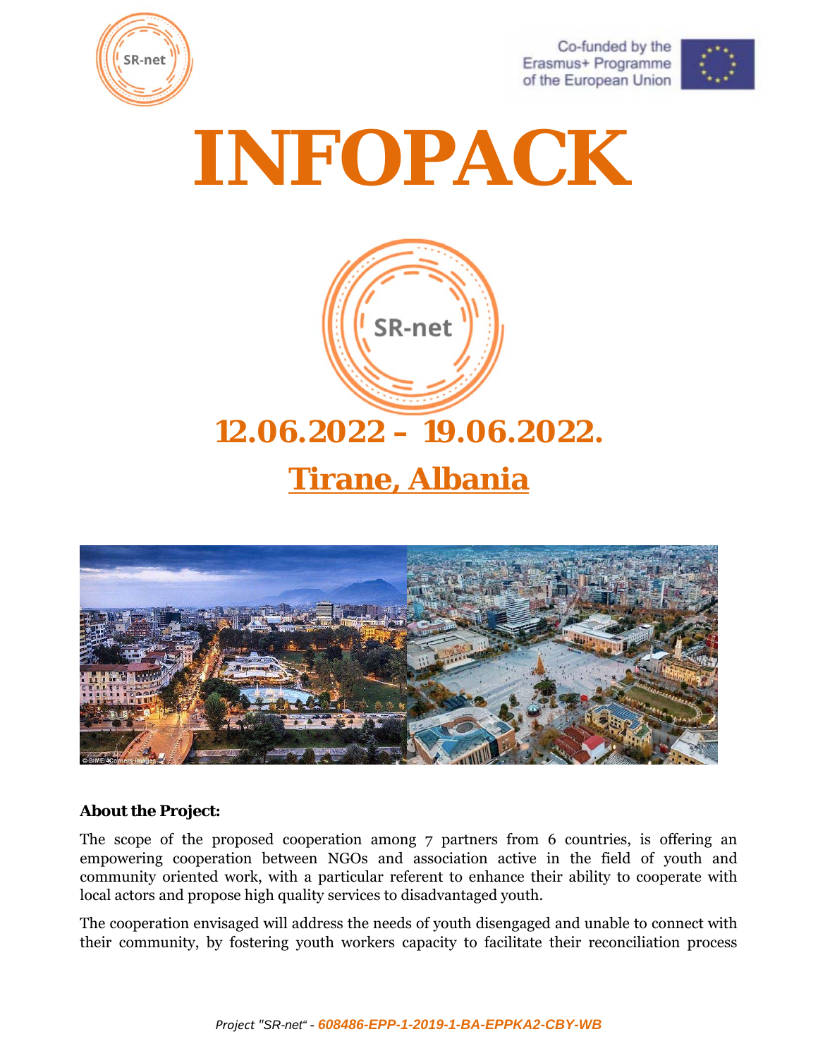# INFOPACK

## 12.06.2022 – 19.06.2022.

## Tirane, Albania

**About the Project:**

The scope of the proposed cooperation among 7 partners from 6 countries, is offering an empowering cooperation between NGOs and association active in the field of youth and community oriented work, with a particular referent to enhance their ability to cooperate with local actors and propose high quality services to disadvantaged youth.

The cooperation envisaged will address the needs of youth disengaged and unable to connect with their community, by fostering youth workers capacity to facilitate their reconciliation process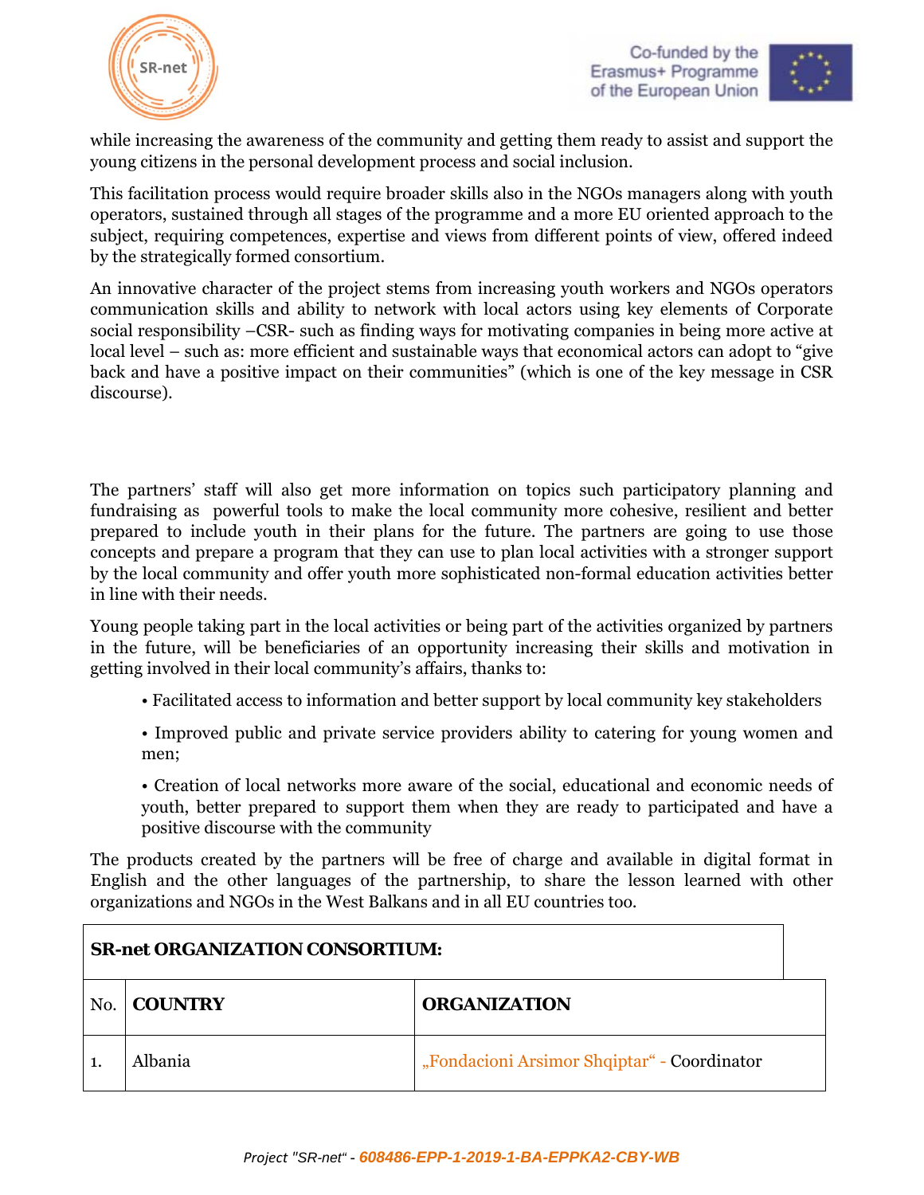while increasing the awareness of the community and getting them ready to assist and support the young citizens in the personal development process and social inclusion.

This facilitation process would require broader skills also in the NGOs managers along with youth operators, sustained through all stages of the programme and a more EU oriented approach to the subject, requiring competences, expertise and views from different points of view, offered indeed by the strategically formed consortium.

An innovative character of the project stems from increasing youth workers and NGOs operators communication skills and ability to network with local actors using key elements of Corporate social responsibility –CSR- such as finding ways for motivating companies in being more active at local level – such as: more efficient and sustainable ways that economical actors can adopt to "give back and have a positive impact on their communities" (which is one of the key message in CSR discourse).

The partners' staff will also get more information on topics such participatory planning and fundraising as powerful tools to make the local community more cohesive, resilient and better prepared to include youth in their plans for the future. The partners are going to use those concepts and prepare a program that they can use to plan local activities with a stronger support by the local community and offer youth more sophisticated non-formal education activities better in line with their needs.

Young people taking part in the local activities or being part of the activities organized by partners in the future, will be beneficiaries of an opportunity increasing their skills and motivation in getting involved in their local community's affairs, thanks to:

- Facilitated access to information and better support by local community key stakeholders
- Improved public and private service providers ability to catering for young women and men;
- Creation of local networks more aware of the social, educational and economic needs of youth, better prepared to support them when they are ready to participated and have a positive discourse with the community

The products created by the partners will be free of charge and available in digital format in English and the other languages of the partnership, to share the lesson learned with other organizations and NGOs in the West Balkans and in all EU countries too.

| **SR-net ORGANIZATION CONSORTIUM:** | | |
|---|---|---|
| No. | **COUNTRY** | **ORGANIZATION** |
| 1. | Albania | „Fondacioni Arsimor Shqiptar" - Coordinator |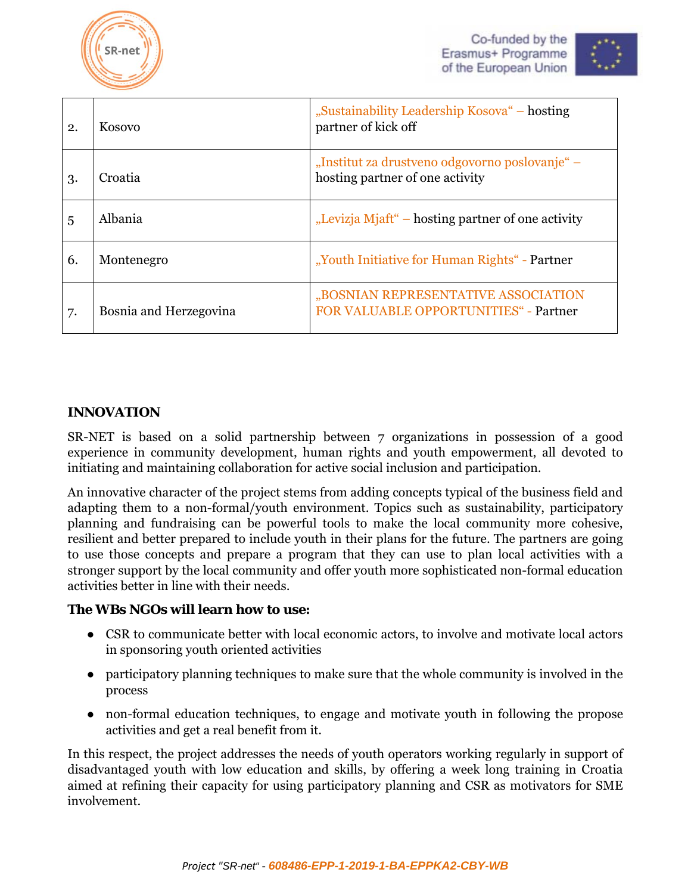| 2. | Kosovo | „Sustainability Leadership Kosova“ – hosting partner of kick off |
|---|---|---|
| 3. | Croatia | „Institut za drustveno odgovorno poslovanje“ – hosting partner of one activity |
| 5 | Albania | „Levizja Mjaft“ – hosting partner of one activity |
| 6. | Montenegro | „Youth Initiative for Human Rights“ - Partner |
| 7. | Bosnia and Herzegovina | „BOSNIAN REPRESENTATIVE ASSOCIATION FOR VALUABLE OPPORTUNITIES“ - Partner |

**INNOVATION**

SR-NET is based on a solid partnership between 7 organizations in possession of a good experience in community development, human rights and youth empowerment, all devoted to initiating and maintaining collaboration for active social inclusion and participation.

An innovative character of the project stems from adding concepts typical of the business field and adapting them to a non-formal/youth environment. Topics such as sustainability, participatory planning and fundraising can be powerful tools to make the local community more cohesive, resilient and better prepared to include youth in their plans for the future. The partners are going to use those concepts and prepare a program that they can use to plan local activities with a stronger support by the local community and offer youth more sophisticated non-formal education activities better in line with their needs.

**The WBs NGOs will learn how to use:**

- CSR to communicate better with local economic actors, to involve and motivate local actors in sponsoring youth oriented activities
- participatory planning techniques to make sure that the whole community is involved in the process
- non-formal education techniques, to engage and motivate youth in following the propose activities and get a real benefit from it.

In this respect, the project addresses the needs of youth operators working regularly in support of disadvantaged youth with low education and skills, by offering a week long training in Croatia aimed at refining their capacity for using participatory planning and CSR as motivators for SME involvement.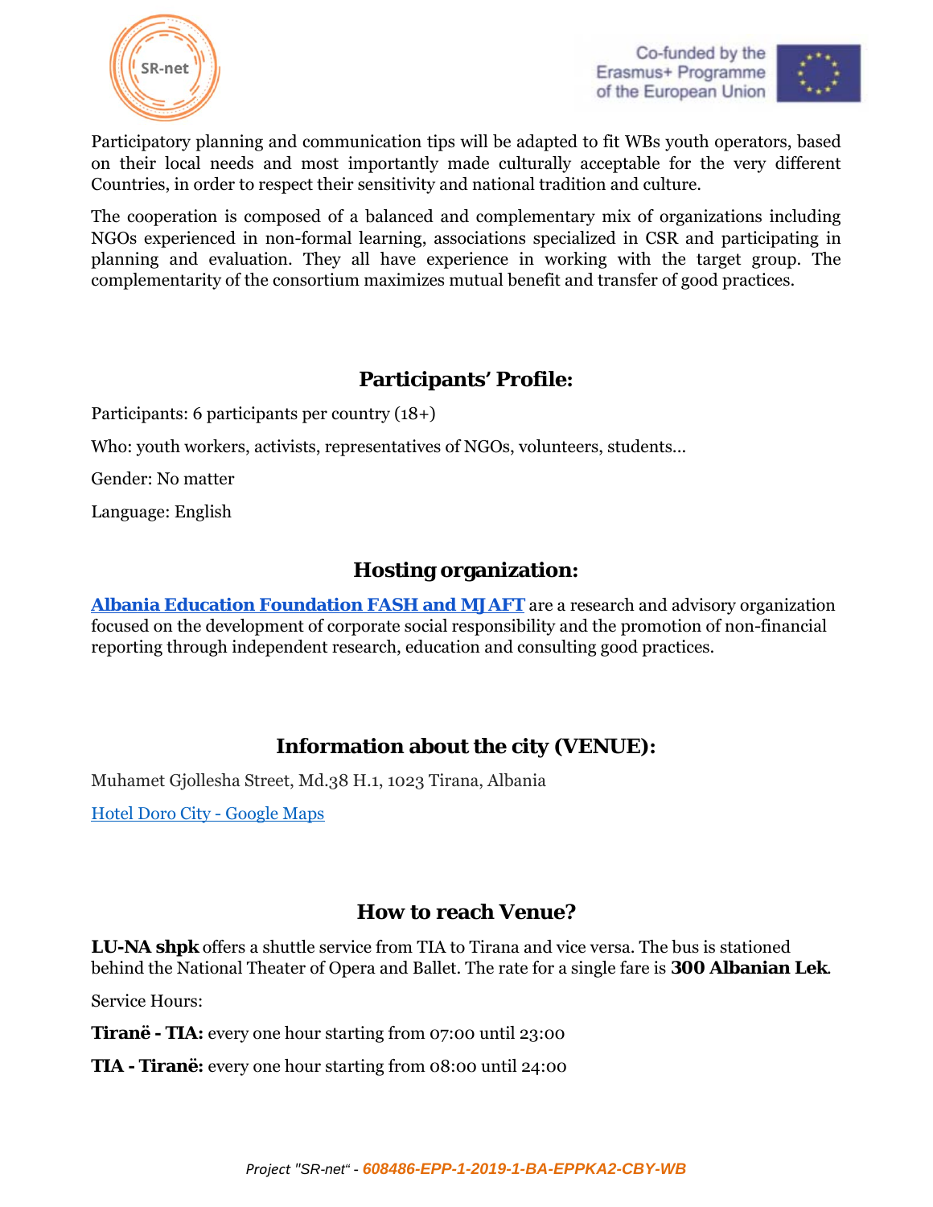Participatory planning and communication tips will be adapted to fit WBs youth operators, based on their local needs and most importantly made culturally acceptable for the very different Countries, in order to respect their sensitivity and national tradition and culture.

The cooperation is composed of a balanced and complementary mix of organizations including NGOs experienced in non-formal learning, associations specialized in CSR and participating in planning and evaluation. They all have experience in working with the target group. The complementarity of the consortium maximizes mutual benefit and transfer of good practices.

## Participants' Profile:

Participants: 6 participants per country (18+)

Who: youth workers, activists, representatives of NGOs, volunteers, students...

Gender: No matter

Language: English

## Hosting organization:

**Albania Education Foundation FASH and MJAFT** are a research and advisory organization focused on the development of corporate social responsibility and the promotion of non-financial reporting through independent research, education and consulting good practices.

## Information about the city (VENUE):

Muhamet Gjollesha Street, Md.38 H.1, 1023 Tirana, Albania

Hotel Doro City - Google Maps

## How to reach Venue?

**LU-NA shpk** offers a shuttle service from TIA to Tirana and vice versa. The bus is stationed behind the National Theater of Opera and Ballet. The rate for a single fare is **300 Albanian Lek**.

Service Hours:

**Tiranë - TIA:** every one hour starting from 07:00 until 23:00

**TIA - Tiranë:** every one hour starting from 08:00 until 24:00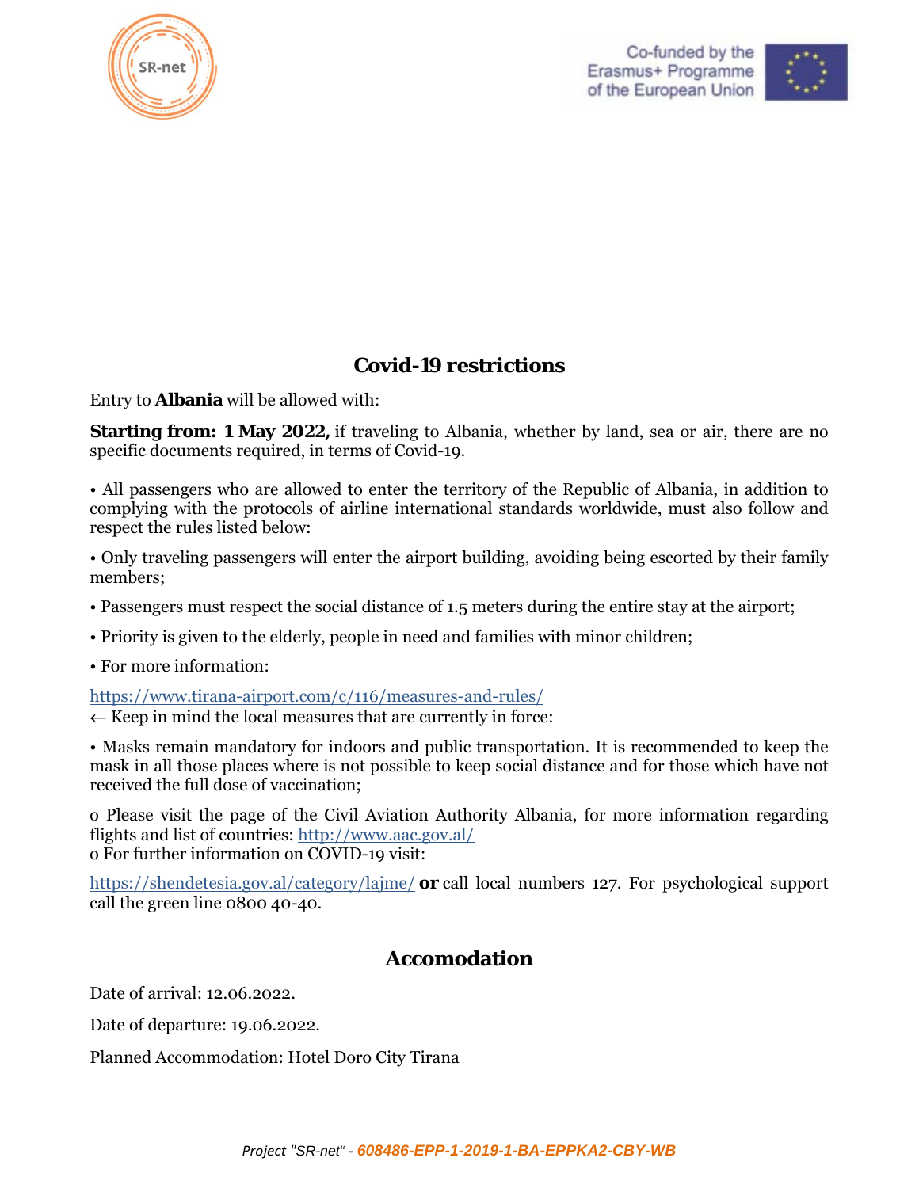## Covid-19 restrictions

Entry to **Albania** will be allowed with:

**Starting from: 1 May 2022,** if traveling to Albania, whether by land, sea or air, there are no specific documents required, in terms of Covid-19.

• All passengers who are allowed to enter the territory of the Republic of Albania, in addition to complying with the protocols of airline international standards worldwide, must also follow and respect the rules listed below:

• Only traveling passengers will enter the airport building, avoiding being escorted by their family members;

• Passengers must respect the social distance of 1.5 meters during the entire stay at the airport;

• Priority is given to the elderly, people in need and families with minor children;

• For more information:

https://www.tirana-airport.com/c/116/measures-and-rules/
← Keep in mind the local measures that are currently in force:

• Masks remain mandatory for indoors and public transportation. It is recommended to keep the mask in all those places where is not possible to keep social distance and for those which have not received the full dose of vaccination;

o Please visit the page of the Civil Aviation Authority Albania, for more information regarding flights and list of countries: http://www.aac.gov.al/
o For further information on COVID-19 visit:

https://shendetesia.gov.al/category/lajme/ **or** call local numbers 127. For psychological support call the green line 0800 40-40.

## Accomodation

Date of arrival: 12.06.2022.

Date of departure: 19.06.2022.

Planned Accommodation: Hotel Doro City Tirana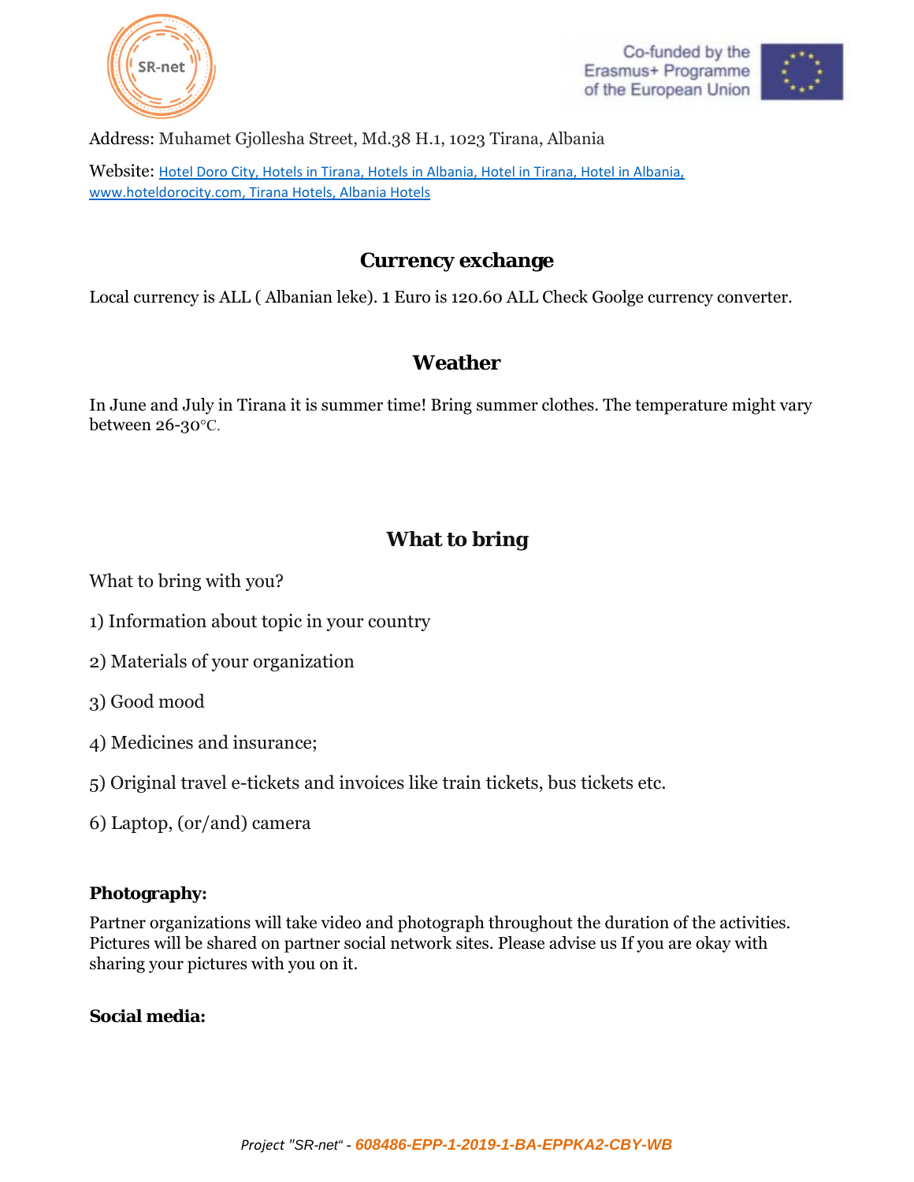Address: Muhamet Gjollesha Street, Md.38 H.1, 1023 Tirana, Albania

Website: Hotel Doro City, Hotels in Tirana, Hotels in Albania, Hotel in Tirana, Hotel in Albania, www.hoteldorocity.com, Tirana Hotels, Albania Hotels

## Currency exchange

Local currency is ALL ( Albanian leke). 1 Euro is 120.60 ALL Check Goolge currency converter.

## Weather

In June and July in Tirana it is summer time! Bring summer clothes. The temperature might vary between 26-30°C.

## What to bring

What to bring with you?

1) Information about topic in your country

2) Materials of your organization

3) Good mood

4) Medicines and insurance;

5) Original travel e-tickets and invoices like train tickets, bus tickets etc.

6) Laptop, (or/and) camera

**Photography:**

Partner organizations will take video and photograph throughout the duration of the activities. Pictures will be shared on partner social network sites. Please advise us If you are okay with sharing your pictures with you on it.

**Social media:**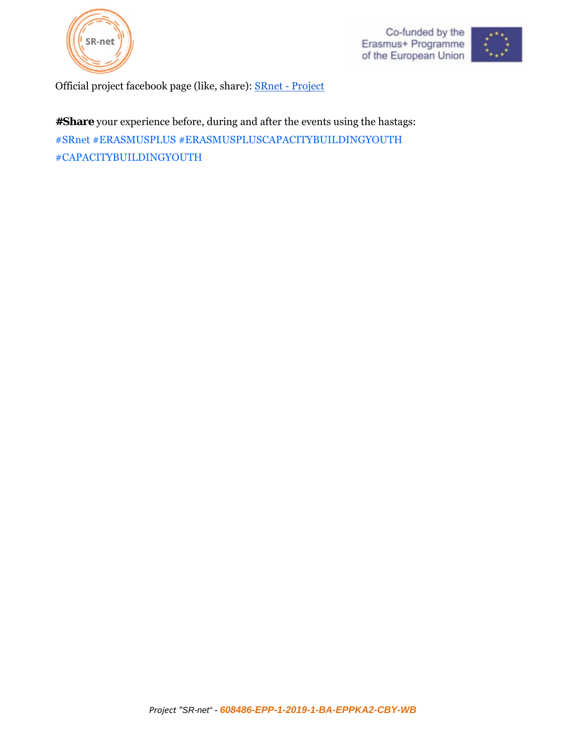Official project facebook page (like, share): [SRnet - Project]

**#Share** your experience before, during and after the events using the hastags:
#SRnet #ERASMUSPLUS #ERASMUSPLUSCAPACITYBUILDINGYOUTH
#CAPACITYBUILDINGYOUTH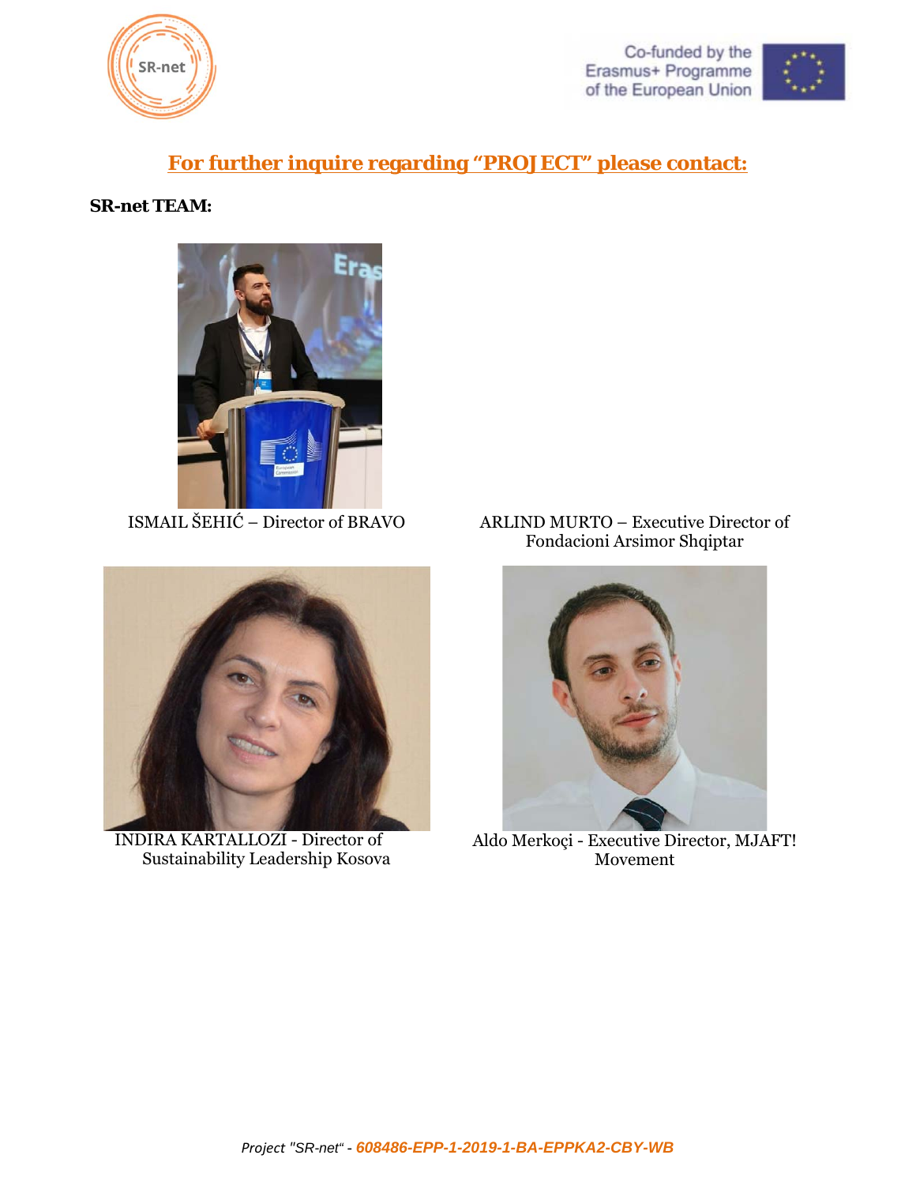## For further inquire regarding "PROJECT" please contact:

**SR-net TEAM:**

ISMAIL ŠEHIĆ – Director of BRAVO

ARLIND MURTO – Executive Director of Fondacioni Arsimor Shqiptar

INDIRA KARTALLOZI - Director of Sustainability Leadership Kosova

Aldo Merkoçi - Executive Director, MJAFT! Movement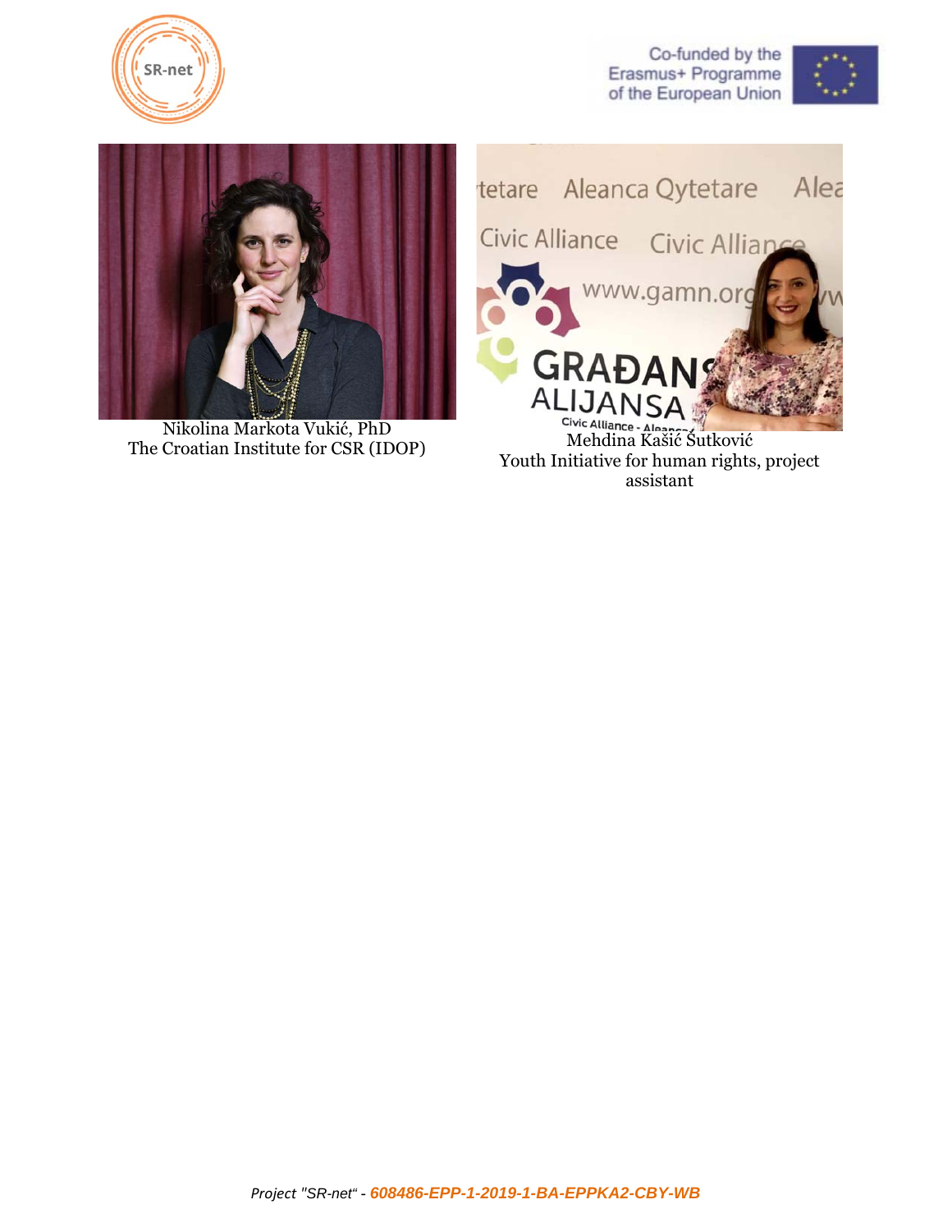Nikolina Markota Vukić, PhD
The Croatian Institute for CSR (IDOP)

Mehdina Kašić Šutković
Youth Initiative for human rights, project assistant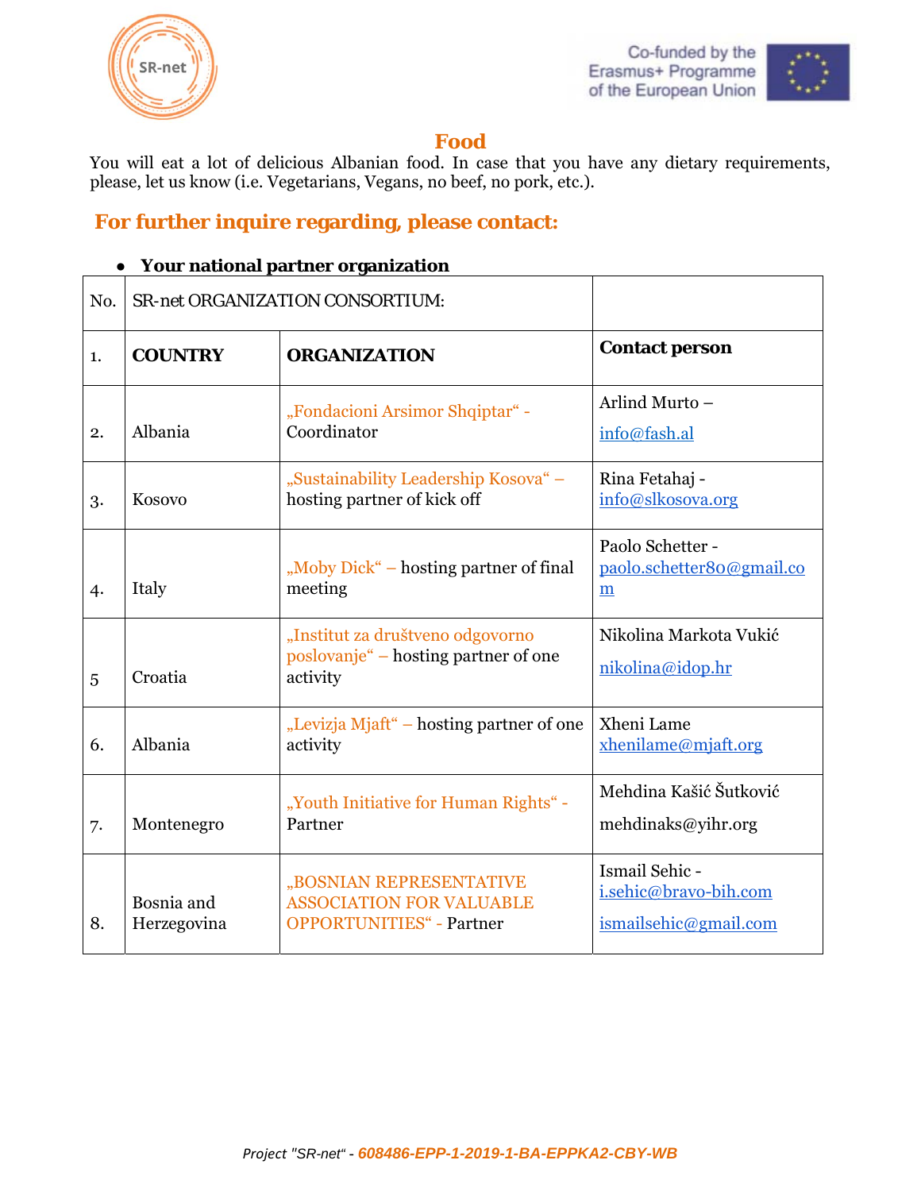## Food

You will eat a lot of delicious Albanian food. In case that you have any dietary requirements, please, let us know (i.e. Vegetarians, Vegans, no beef, no pork, etc.).

## For further inquire regarding, please contact:

- **Your national partner organization**

| No. | SR-net ORGANIZATION CONSORTIUM: | | |
|---|---|---|---|
| 1. | **COUNTRY** | **ORGANIZATION** | **Contact person** |
| 2. | Albania | „Fondacioni Arsimor Shqiptar“ - Coordinator | Arlind Murto – info@fash.al |
| 3. | Kosovo | „Sustainability Leadership Kosova“ – hosting partner of kick off | Rina Fetahaj - info@slkosova.org |
| 4. | Italy | „Moby Dick“ – hosting partner of final meeting | Paolo Schetter - paolo.schetter80@gmail.com |
| 5 | Croatia | „Institut za društveno odgovorno poslovanje“ – hosting partner of one activity | Nikolina Markota Vukić nikolina@idop.hr |
| 6. | Albania | „Levizja Mjaft“ – hosting partner of one activity | Xheni Lame xhenilame@mjaft.org |
| 7. | Montenegro | „Youth Initiative for Human Rights“ - Partner | Mehdina Kašić Šutković mehdinaks@yihr.org |
| 8. | Bosnia and Herzegovina | „BOSNIAN REPRESENTATIVE ASSOCIATION FOR VALUABLE OPPORTUNITIES“ - Partner | Ismail Sehic - i.sehic@bravo-bih.com ismailsehic@gmail.com |